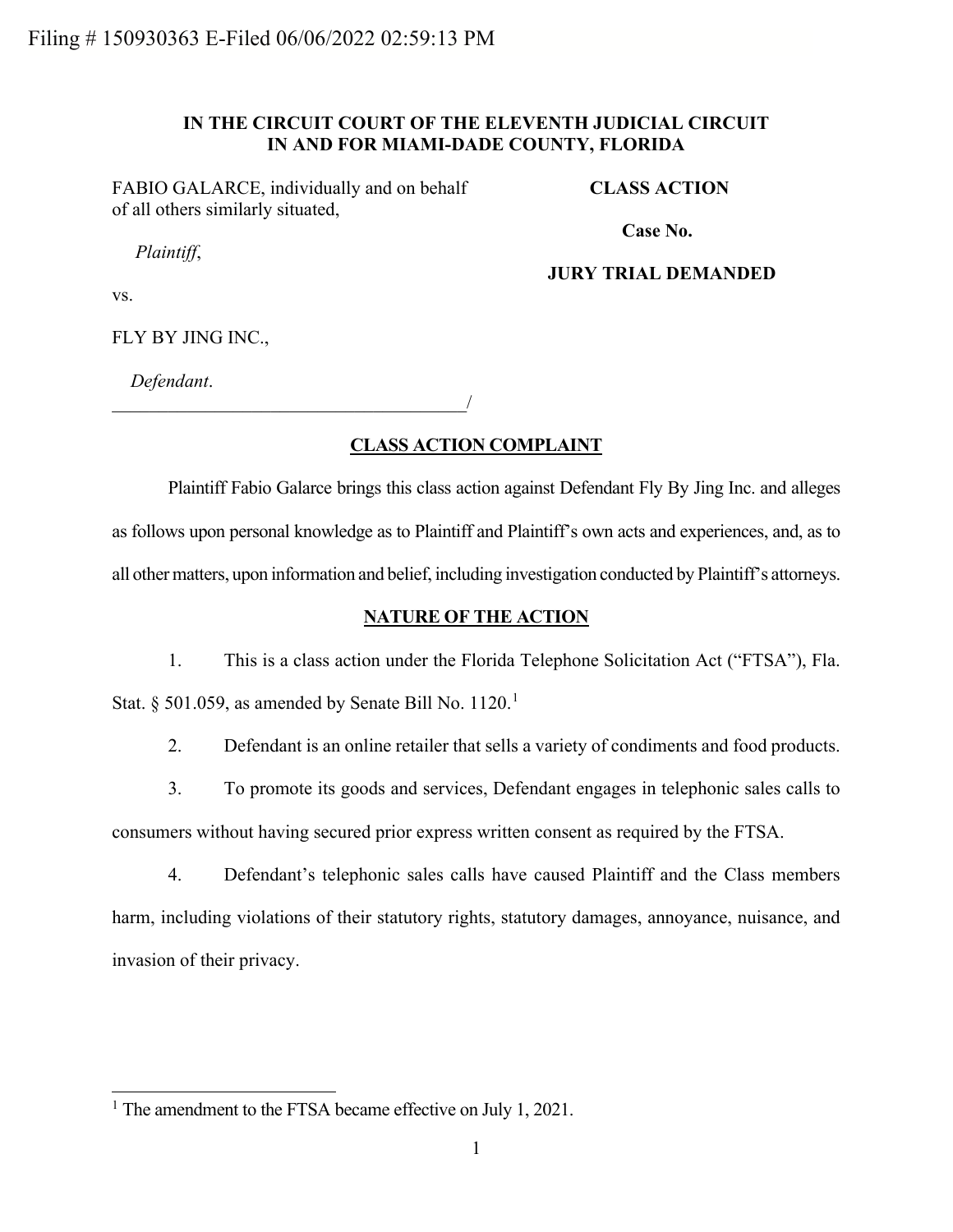Filing # 150930363 E-Filed 06/06/2022 02:59:13 PM

**IN THE CIRCUIT COURT OF THE ELEVENTH JUDICIAL CIRCUIT**
**IN AND FOR MIAMI-DADE COUNTY, FLORIDA**

FABIO GALARCE, individually and on behalf of all others similarly situated,

*Plaintiff*,

vs.

FLY BY JING INC.,

*Defendant*.
_______________________________________/

**CLASS ACTION**

**Case No.**

**JURY TRIAL DEMANDED**

## CLASS ACTION COMPLAINT

Plaintiff Fabio Galarce brings this class action against Defendant Fly By Jing Inc. and alleges as follows upon personal knowledge as to Plaintiff and Plaintiff's own acts and experiences, and, as to all other matters, upon information and belief, including investigation conducted by Plaintiff's attorneys.

## NATURE OF THE ACTION

1. This is a class action under the Florida Telephone Solicitation Act ("FTSA"), Fla. Stat. § 501.059, as amended by Senate Bill No. 1120.[1]

2. Defendant is an online retailer that sells a variety of condiments and food products.

3. To promote its goods and services, Defendant engages in telephonic sales calls to consumers without having secured prior express written consent as required by the FTSA.

4. Defendant's telephonic sales calls have caused Plaintiff and the Class members harm, including violations of their statutory rights, statutory damages, annoyance, nuisance, and invasion of their privacy.

---

[1] The amendment to the FTSA became effective on July 1, 2021.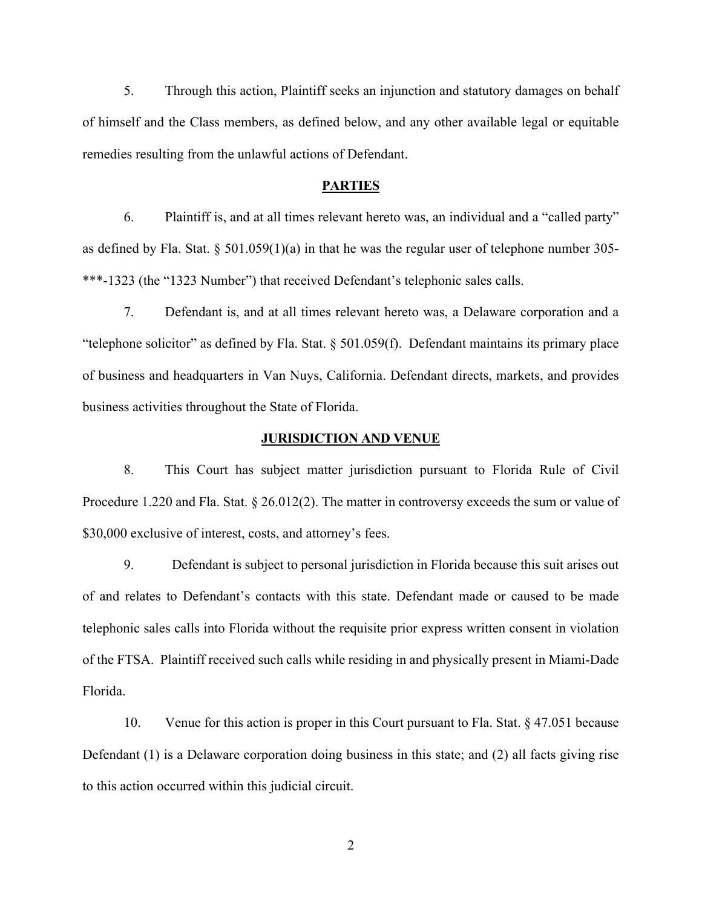5. Through this action, Plaintiff seeks an injunction and statutory damages on behalf of himself and the Class members, as defined below, and any other available legal or equitable remedies resulting from the unlawful actions of Defendant.

## PARTIES

6. Plaintiff is, and at all times relevant hereto was, an individual and a "called party" as defined by Fla. Stat. § 501.059(1)(a) in that he was the regular user of telephone number 305-***-1323 (the "1323 Number") that received Defendant's telephonic sales calls.

7. Defendant is, and at all times relevant hereto was, a Delaware corporation and a "telephone solicitor" as defined by Fla. Stat. § 501.059(f). Defendant maintains its primary place of business and headquarters in Van Nuys, California. Defendant directs, markets, and provides business activities throughout the State of Florida.

## JURISDICTION AND VENUE

8. This Court has subject matter jurisdiction pursuant to Florida Rule of Civil Procedure 1.220 and Fla. Stat. § 26.012(2). The matter in controversy exceeds the sum or value of $30,000 exclusive of interest, costs, and attorney's fees.

9. Defendant is subject to personal jurisdiction in Florida because this suit arises out of and relates to Defendant's contacts with this state. Defendant made or caused to be made telephonic sales calls into Florida without the requisite prior express written consent in violation of the FTSA. Plaintiff received such calls while residing in and physically present in Miami-Dade Florida.

10. Venue for this action is proper in this Court pursuant to Fla. Stat. § 47.051 because Defendant (1) is a Delaware corporation doing business in this state; and (2) all facts giving rise to this action occurred within this judicial circuit.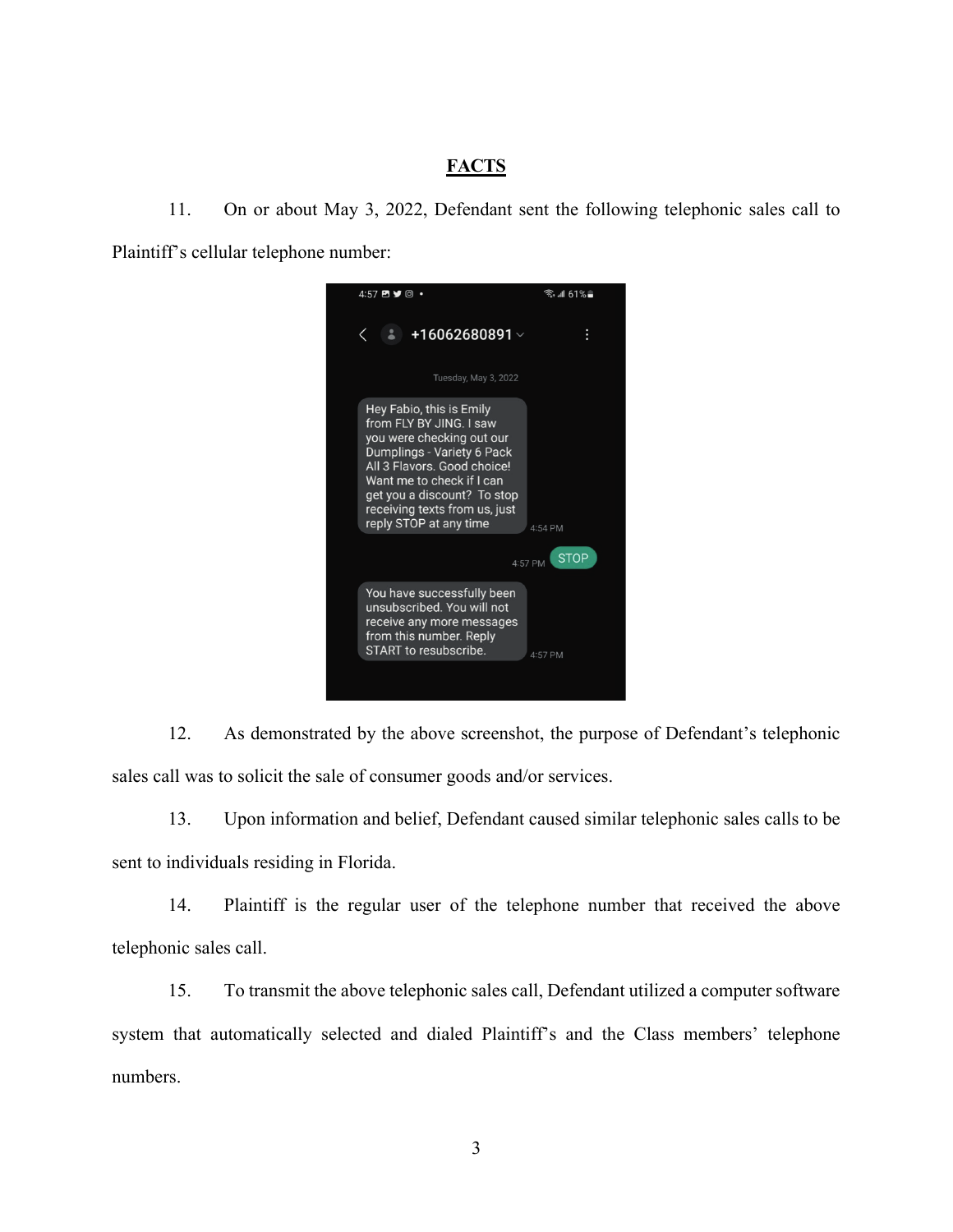## FACTS

11. On or about May 3, 2022, Defendant sent the following telephonic sales call to Plaintiff's cellular telephone number:

12. As demonstrated by the above screenshot, the purpose of Defendant's telephonic sales call was to solicit the sale of consumer goods and/or services.

13. Upon information and belief, Defendant caused similar telephonic sales calls to be sent to individuals residing in Florida.

14. Plaintiff is the regular user of the telephone number that received the above telephonic sales call.

15. To transmit the above telephonic sales call, Defendant utilized a computer software system that automatically selected and dialed Plaintiff's and the Class members' telephone numbers.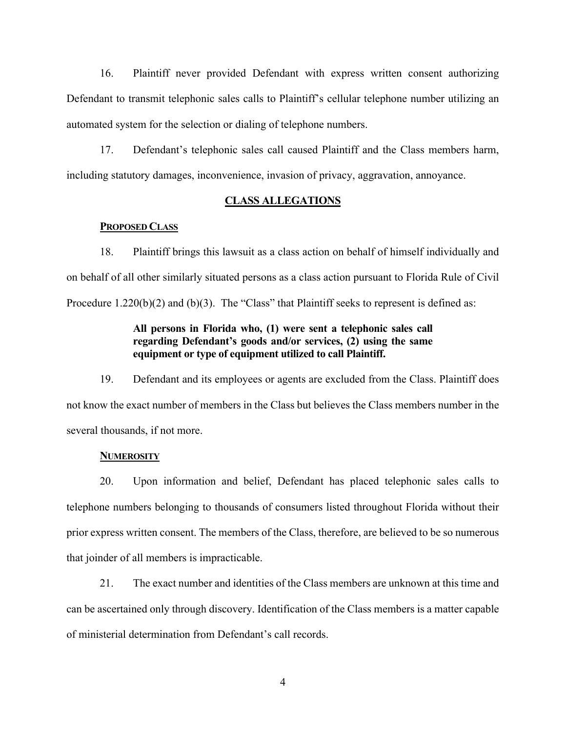16. Plaintiff never provided Defendant with express written consent authorizing Defendant to transmit telephonic sales calls to Plaintiff's cellular telephone number utilizing an automated system for the selection or dialing of telephone numbers.

17. Defendant's telephonic sales call caused Plaintiff and the Class members harm, including statutory damages, inconvenience, invasion of privacy, aggravation, annoyance.

## CLASS ALLEGATIONS

### PROPOSED CLASS

18. Plaintiff brings this lawsuit as a class action on behalf of himself individually and on behalf of all other similarly situated persons as a class action pursuant to Florida Rule of Civil Procedure 1.220(b)(2) and (b)(3). The "Class" that Plaintiff seeks to represent is defined as:

> **All persons in Florida who, (1) were sent a telephonic sales call regarding Defendant's goods and/or services, (2) using the same equipment or type of equipment utilized to call Plaintiff.**

19. Defendant and its employees or agents are excluded from the Class. Plaintiff does not know the exact number of members in the Class but believes the Class members number in the several thousands, if not more.

### NUMEROSITY

20. Upon information and belief, Defendant has placed telephonic sales calls to telephone numbers belonging to thousands of consumers listed throughout Florida without their prior express written consent. The members of the Class, therefore, are believed to be so numerous that joinder of all members is impracticable.

21. The exact number and identities of the Class members are unknown at this time and can be ascertained only through discovery. Identification of the Class members is a matter capable of ministerial determination from Defendant's call records.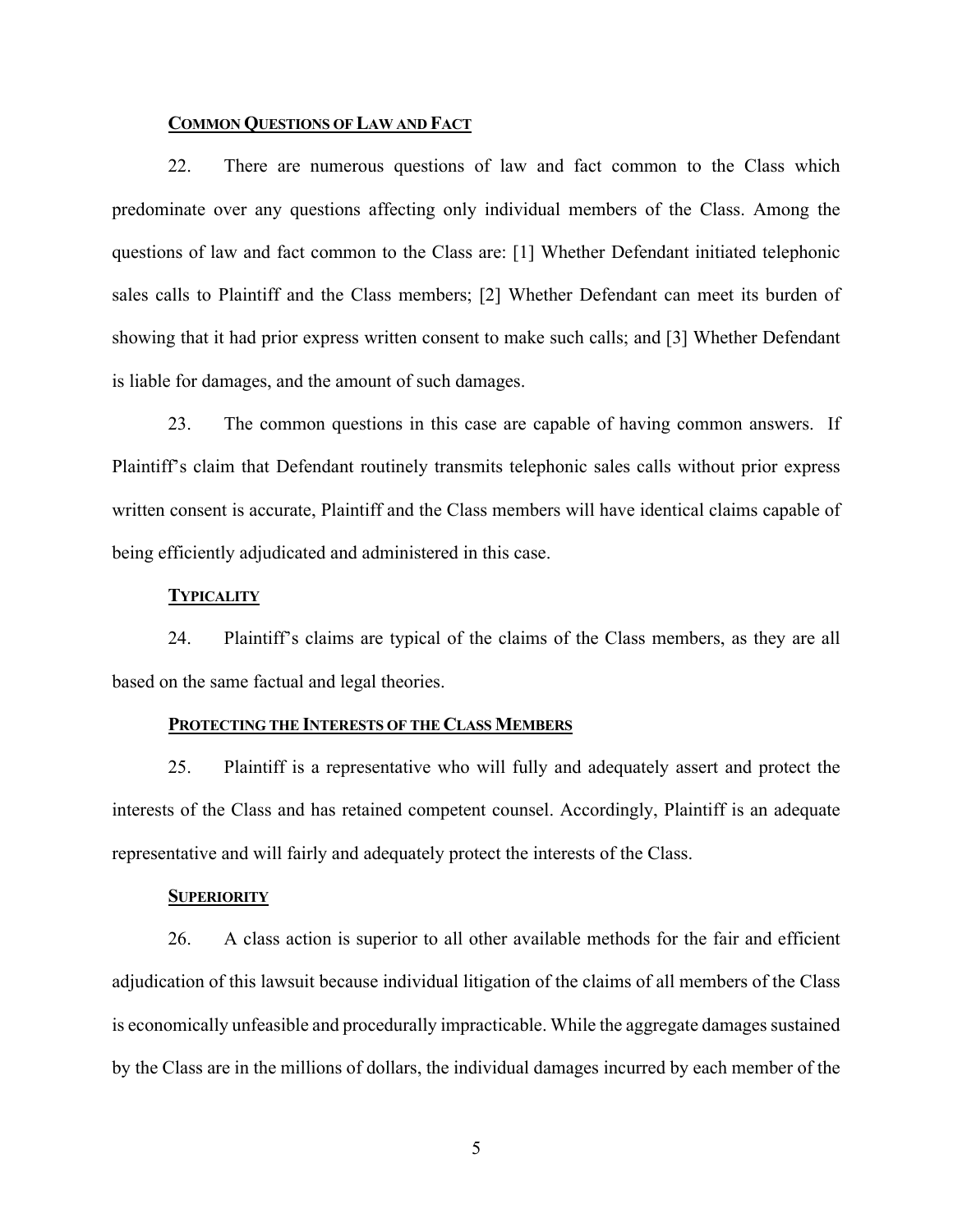**COMMON QUESTIONS OF LAW AND FACT**

22. There are numerous questions of law and fact common to the Class which predominate over any questions affecting only individual members of the Class. Among the questions of law and fact common to the Class are: [1] Whether Defendant initiated telephonic sales calls to Plaintiff and the Class members; [2] Whether Defendant can meet its burden of showing that it had prior express written consent to make such calls; and [3] Whether Defendant is liable for damages, and the amount of such damages.

23. The common questions in this case are capable of having common answers. If Plaintiff's claim that Defendant routinely transmits telephonic sales calls without prior express written consent is accurate, Plaintiff and the Class members will have identical claims capable of being efficiently adjudicated and administered in this case.

**TYPICALITY**

24. Plaintiff's claims are typical of the claims of the Class members, as they are all based on the same factual and legal theories.

**PROTECTING THE INTERESTS OF THE CLASS MEMBERS**

25. Plaintiff is a representative who will fully and adequately assert and protect the interests of the Class and has retained competent counsel. Accordingly, Plaintiff is an adequate representative and will fairly and adequately protect the interests of the Class.

**SUPERIORITY**

26. A class action is superior to all other available methods for the fair and efficient adjudication of this lawsuit because individual litigation of the claims of all members of the Class is economically unfeasible and procedurally impracticable. While the aggregate damages sustained by the Class are in the millions of dollars, the individual damages incurred by each member of the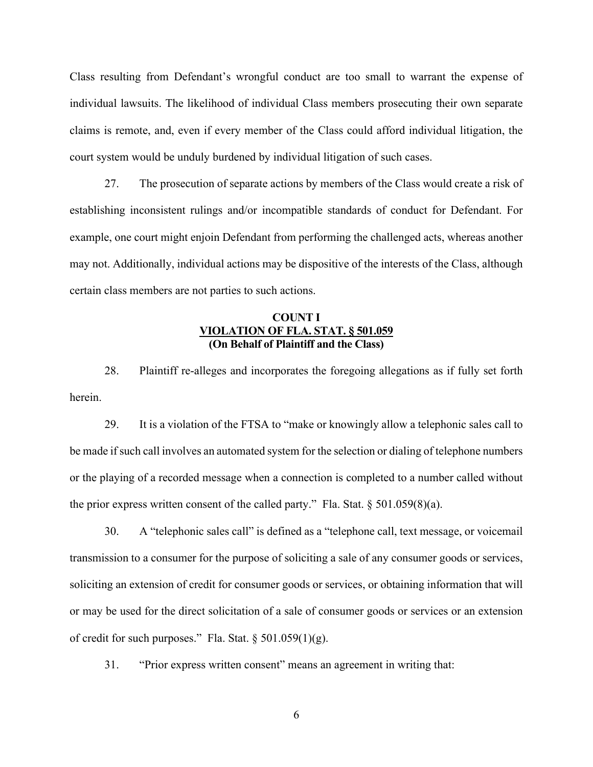Class resulting from Defendant's wrongful conduct are too small to warrant the expense of individual lawsuits. The likelihood of individual Class members prosecuting their own separate claims is remote, and, even if every member of the Class could afford individual litigation, the court system would be unduly burdened by individual litigation of such cases.

27. The prosecution of separate actions by members of the Class would create a risk of establishing inconsistent rulings and/or incompatible standards of conduct for Defendant. For example, one court might enjoin Defendant from performing the challenged acts, whereas another may not. Additionally, individual actions may be dispositive of the interests of the Class, although certain class members are not parties to such actions.

**COUNT I**
**<u>VIOLATION OF FLA. STAT. § 501.059</u>**
**(On Behalf of Plaintiff and the Class)**

28. Plaintiff re-alleges and incorporates the foregoing allegations as if fully set forth herein.

29. It is a violation of the FTSA to "make or knowingly allow a telephonic sales call to be made if such call involves an automated system for the selection or dialing of telephone numbers or the playing of a recorded message when a connection is completed to a number called without the prior express written consent of the called party." Fla. Stat. § 501.059(8)(a).

30. A "telephonic sales call" is defined as a "telephone call, text message, or voicemail transmission to a consumer for the purpose of soliciting a sale of any consumer goods or services, soliciting an extension of credit for consumer goods or services, or obtaining information that will or may be used for the direct solicitation of a sale of consumer goods or services or an extension of credit for such purposes." Fla. Stat. § 501.059(1)(g).

31. "Prior express written consent" means an agreement in writing that: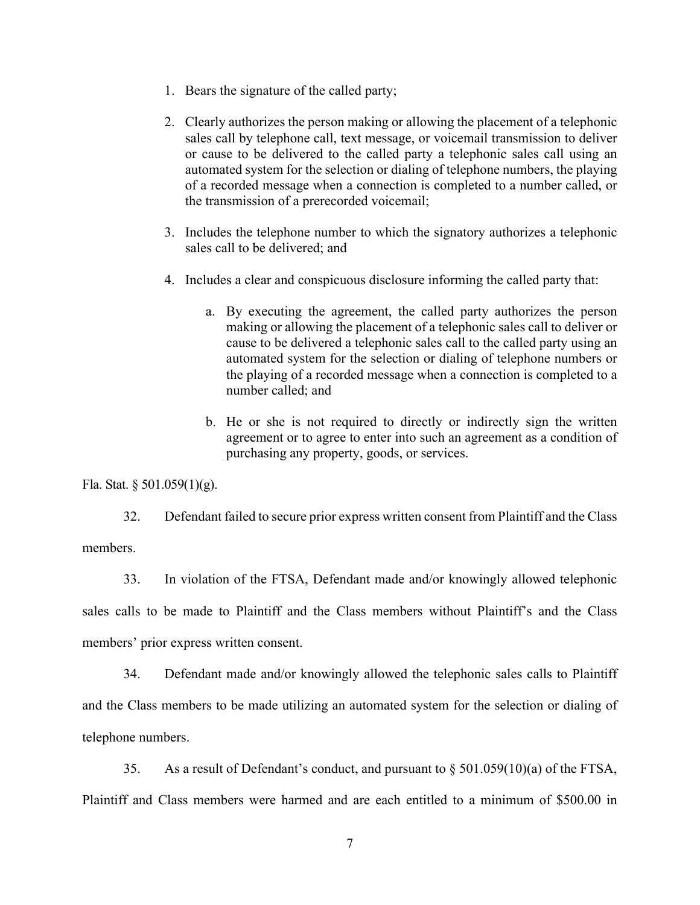1. Bears the signature of the called party;

2. Clearly authorizes the person making or allowing the placement of a telephonic sales call by telephone call, text message, or voicemail transmission to deliver or cause to be delivered to the called party a telephonic sales call using an automated system for the selection or dialing of telephone numbers, the playing of a recorded message when a connection is completed to a number called, or the transmission of a prerecorded voicemail;

3. Includes the telephone number to which the signatory authorizes a telephonic sales call to be delivered; and

4. Includes a clear and conspicuous disclosure informing the called party that:

    a. By executing the agreement, the called party authorizes the person making or allowing the placement of a telephonic sales call to deliver or cause to be delivered a telephonic sales call to the called party using an automated system for the selection or dialing of telephone numbers or the playing of a recorded message when a connection is completed to a number called; and

    b. He or she is not required to directly or indirectly sign the written agreement or to agree to enter into such an agreement as a condition of purchasing any property, goods, or services.

Fla. Stat. § 501.059(1)(g).

32. Defendant failed to secure prior express written consent from Plaintiff and the Class members.

33. In violation of the FTSA, Defendant made and/or knowingly allowed telephonic sales calls to be made to Plaintiff and the Class members without Plaintiff's and the Class members' prior express written consent.

34. Defendant made and/or knowingly allowed the telephonic sales calls to Plaintiff and the Class members to be made utilizing an automated system for the selection or dialing of telephone numbers.

35. As a result of Defendant's conduct, and pursuant to § 501.059(10)(a) of the FTSA, Plaintiff and Class members were harmed and are each entitled to a minimum of $500.00 in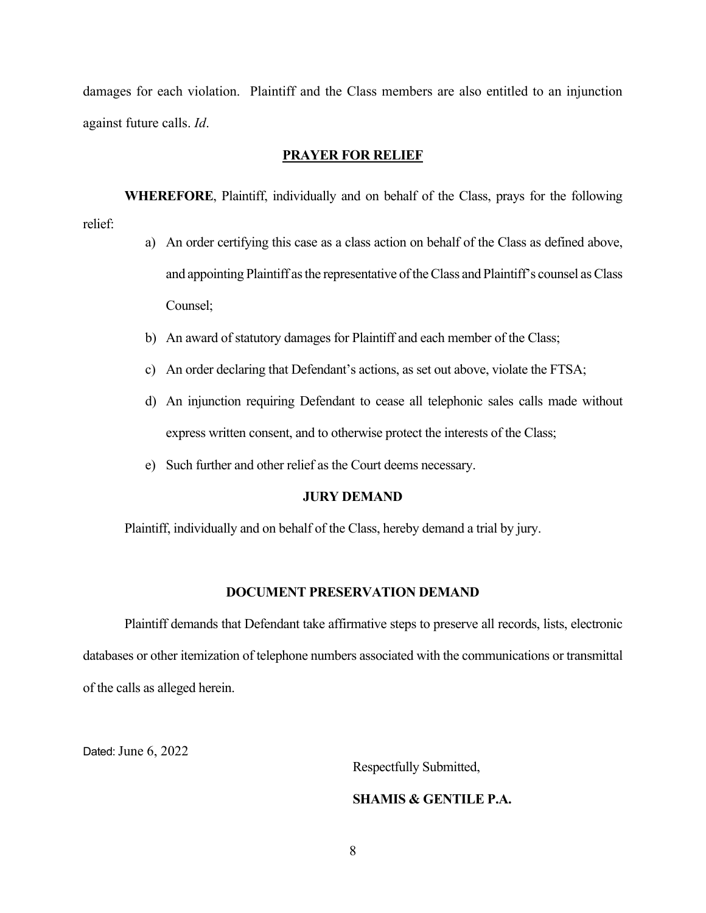damages for each violation. Plaintiff and the Class members are also entitled to an injunction against future calls. *Id*.

## PRAYER FOR RELIEF

**WHEREFORE**, Plaintiff, individually and on behalf of the Class, prays for the following relief:

a) An order certifying this case as a class action on behalf of the Class as defined above, and appointing Plaintiff as the representative of the Class and Plaintiff's counsel as Class Counsel;

b) An award of statutory damages for Plaintiff and each member of the Class;

c) An order declaring that Defendant's actions, as set out above, violate the FTSA;

d) An injunction requiring Defendant to cease all telephonic sales calls made without express written consent, and to otherwise protect the interests of the Class;

e) Such further and other relief as the Court deems necessary.

## JURY DEMAND

Plaintiff, individually and on behalf of the Class, hereby demand a trial by jury.

## DOCUMENT PRESERVATION DEMAND

Plaintiff demands that Defendant take affirmative steps to preserve all records, lists, electronic databases or other itemization of telephone numbers associated with the communications or transmittal of the calls as alleged herein.

Dated: June 6, 2022

Respectfully Submitted,

**SHAMIS & GENTILE P.A.**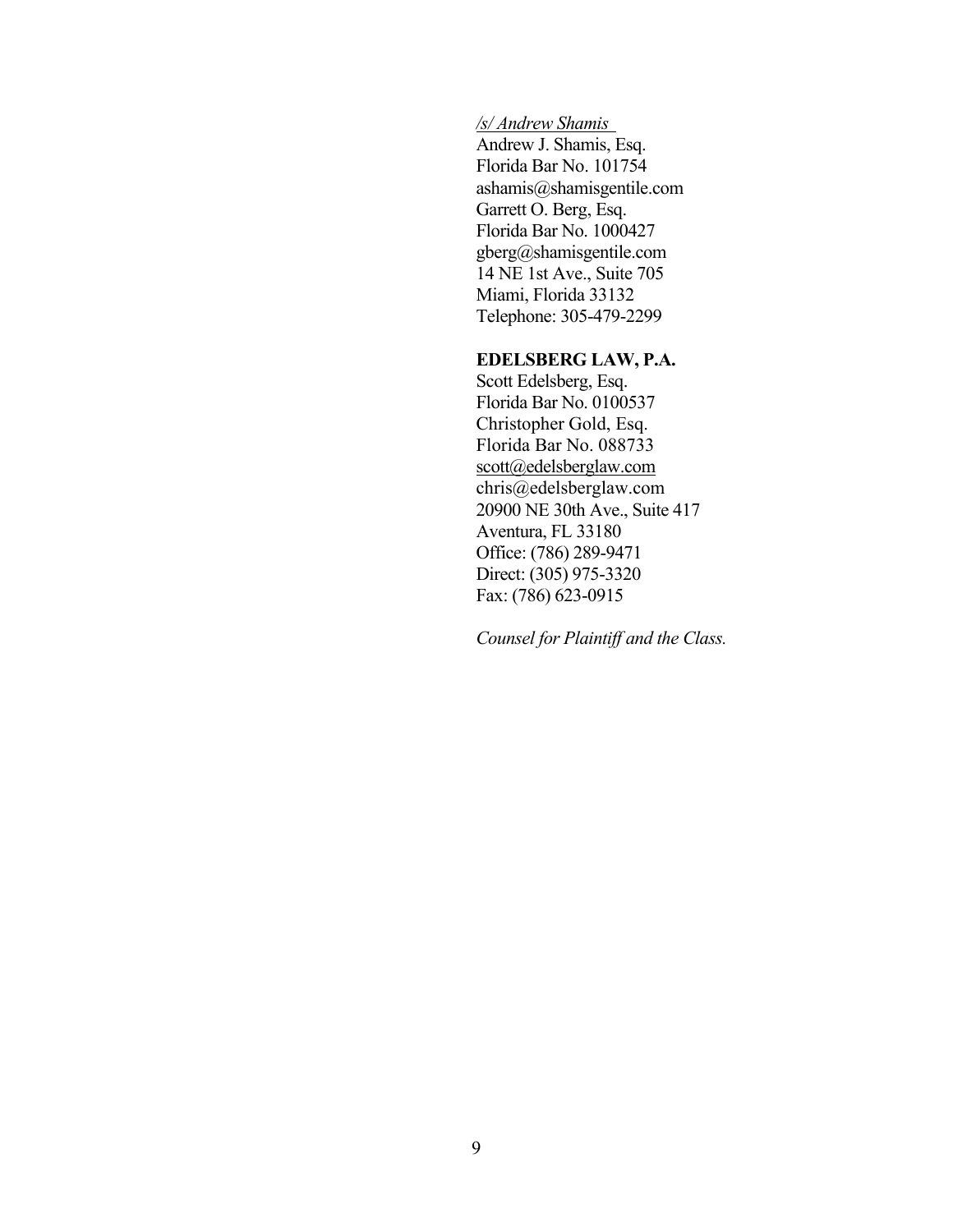*/s/ Andrew Shamis*
Andrew J. Shamis, Esq.
Florida Bar No. 101754
ashamis@shamisgentile.com
Garrett O. Berg, Esq.
Florida Bar No. 1000427
gberg@shamisgentile.com
14 NE 1st Ave., Suite 705
Miami, Florida 33132
Telephone: 305-479-2299

**EDELSBERG LAW, P.A.**
Scott Edelsberg, Esq.
Florida Bar No. 0100537
Christopher Gold, Esq.
Florida Bar No. 088733
scott@edelsberglaw.com
chris@edelsberglaw.com
20900 NE 30th Ave., Suite 417
Aventura, FL 33180
Office: (786) 289-9471
Direct: (305) 975-3320
Fax: (786) 623-0915

*Counsel for Plaintiff and the Class.*